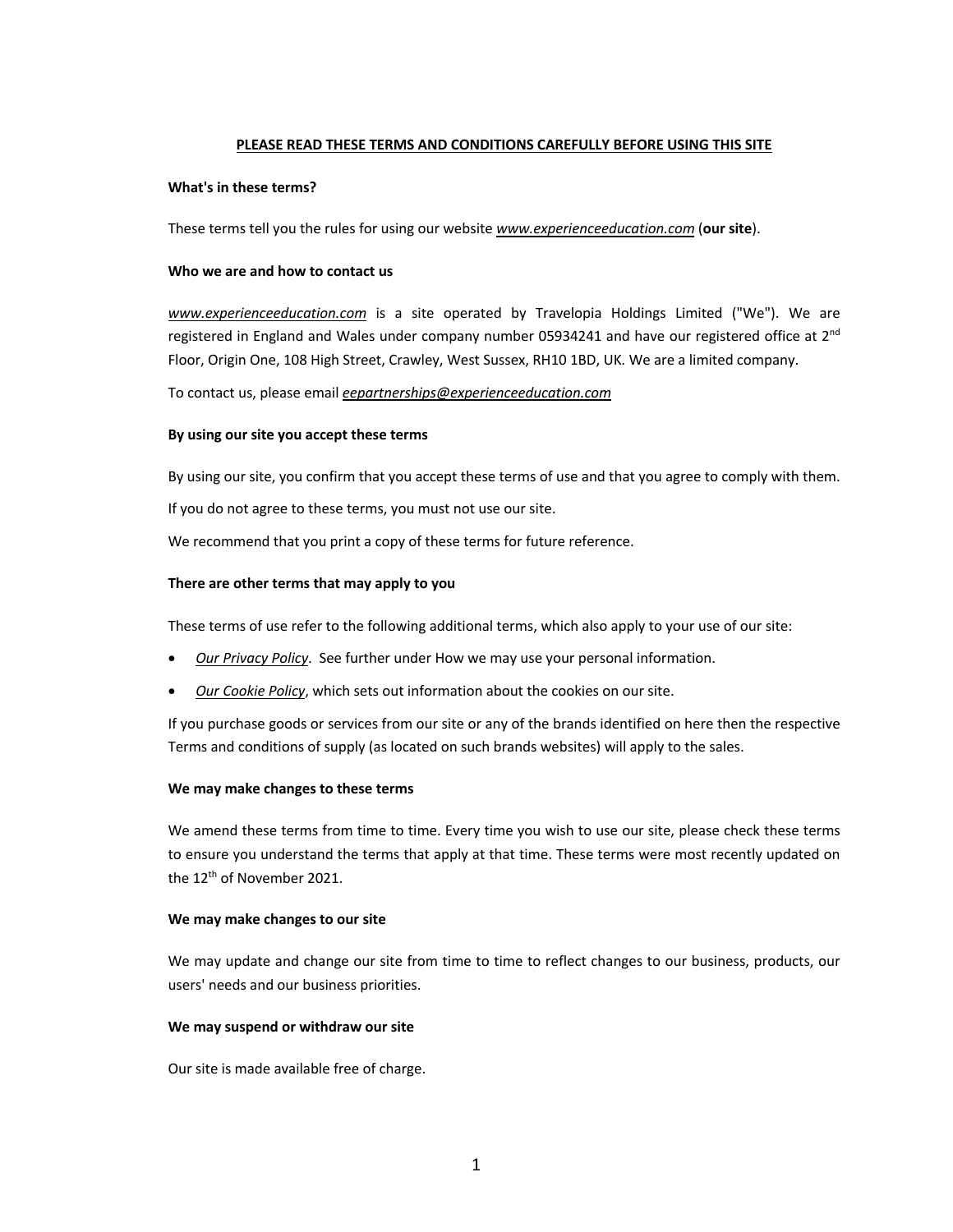**PLEASE READ THESE TERMS AND CONDITIONS CAREFULLY BEFORE USING THIS SITE**

**What's in these terms?**

These terms tell you the rules for using our website *www.experienceeducation.com* (**our site**).

**Who we are and how to contact us**

*www.experienceeducation.com* is a site operated by Travelopia Holdings Limited ("We"). We are registered in England and Wales under company number 05934241 and have our registered office at 2nd Floor, Origin One, 108 High Street, Crawley, West Sussex, RH10 1BD, UK. We are a limited company.

To contact us, please email *eepartnerships@experienceeducation.com*

**By using our site you accept these terms**

By using our site, you confirm that you accept these terms of use and that you agree to comply with them.

If you do not agree to these terms, you must not use our site.

We recommend that you print a copy of these terms for future reference.

**There are other terms that may apply to you**

These terms of use refer to the following additional terms, which also apply to your use of our site:

- *Our Privacy Policy*. See further under How we may use your personal information.
- *Our Cookie Policy*, which sets out information about the cookies on our site.

If you purchase goods or services from our site or any of the brands identified on here then the respective Terms and conditions of supply (as located on such brands websites) will apply to the sales.

**We may make changes to these terms**

We amend these terms from time to time. Every time you wish to use our site, please check these terms to ensure you understand the terms that apply at that time. These terms were most recently updated on the 12th of November 2021.

**We may make changes to our site**

We may update and change our site from time to time to reflect changes to our business, products, our users' needs and our business priorities.

**We may suspend or withdraw our site**

Our site is made available free of charge.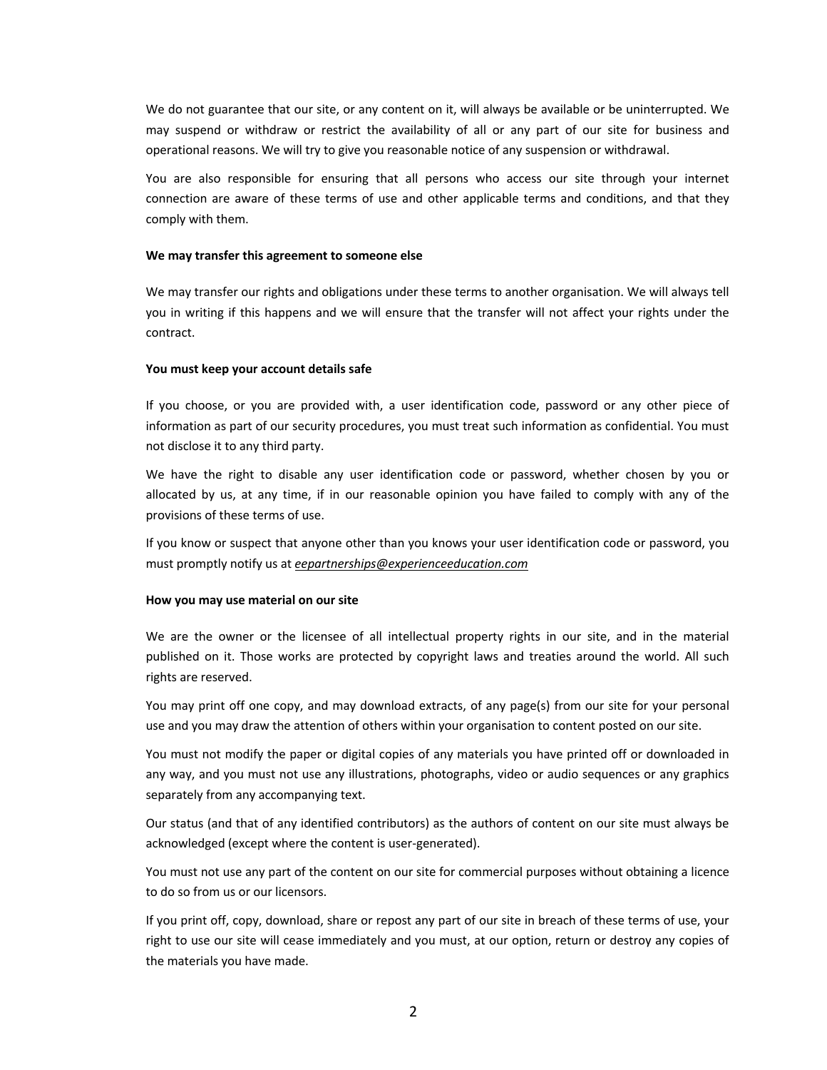We do not guarantee that our site, or any content on it, will always be available or be uninterrupted. We may suspend or withdraw or restrict the availability of all or any part of our site for business and operational reasons. We will try to give you reasonable notice of any suspension or withdrawal.

You are also responsible for ensuring that all persons who access our site through your internet connection are aware of these terms of use and other applicable terms and conditions, and that they comply with them.

**We may transfer this agreement to someone else**

We may transfer our rights and obligations under these terms to another organisation. We will always tell you in writing if this happens and we will ensure that the transfer will not affect your rights under the contract.

**You must keep your account details safe**

If you choose, or you are provided with, a user identification code, password or any other piece of information as part of our security procedures, you must treat such information as confidential. You must not disclose it to any third party.

We have the right to disable any user identification code or password, whether chosen by you or allocated by us, at any time, if in our reasonable opinion you have failed to comply with any of the provisions of these terms of use.

If you know or suspect that anyone other than you knows your user identification code or password, you must promptly notify us at *eepartnerships@experienceeducation.com*

**How you may use material on our site**

We are the owner or the licensee of all intellectual property rights in our site, and in the material published on it. Those works are protected by copyright laws and treaties around the world. All such rights are reserved.

You may print off one copy, and may download extracts, of any page(s) from our site for your personal use and you may draw the attention of others within your organisation to content posted on our site.

You must not modify the paper or digital copies of any materials you have printed off or downloaded in any way, and you must not use any illustrations, photographs, video or audio sequences or any graphics separately from any accompanying text.

Our status (and that of any identified contributors) as the authors of content on our site must always be acknowledged (except where the content is user-generated).

You must not use any part of the content on our site for commercial purposes without obtaining a licence to do so from us or our licensors.

If you print off, copy, download, share or repost any part of our site in breach of these terms of use, your right to use our site will cease immediately and you must, at our option, return or destroy any copies of the materials you have made.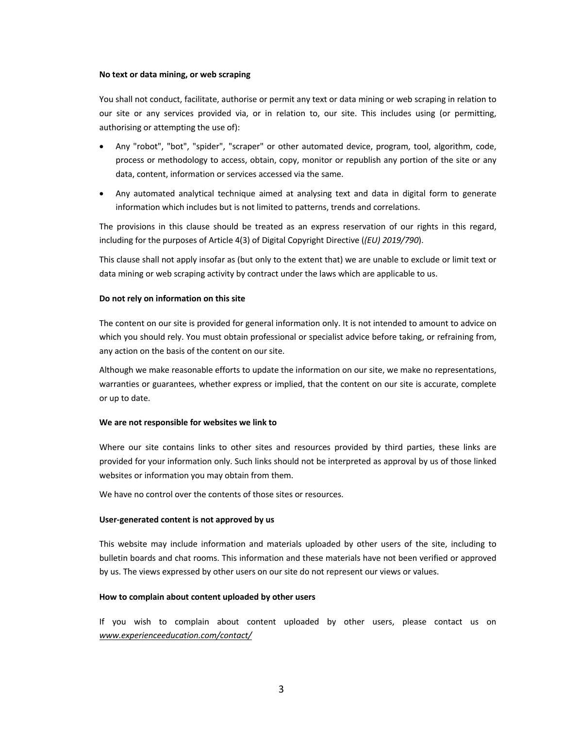**No text or data mining, or web scraping**

You shall not conduct, facilitate, authorise or permit any text or data mining or web scraping in relation to our site or any services provided via, or in relation to, our site. This includes using (or permitting, authorising or attempting the use of):

- Any "robot", "bot", "spider", "scraper" or other automated device, program, tool, algorithm, code, process or methodology to access, obtain, copy, monitor or republish any portion of the site or any data, content, information or services accessed via the same.
- Any automated analytical technique aimed at analysing text and data in digital form to generate information which includes but is not limited to patterns, trends and correlations.

The provisions in this clause should be treated as an express reservation of our rights in this regard, including for the purposes of Article 4(3) of Digital Copyright Directive (*(EU) 2019/790*).

This clause shall not apply insofar as (but only to the extent that) we are unable to exclude or limit text or data mining or web scraping activity by contract under the laws which are applicable to us.

**Do not rely on information on this site**

The content on our site is provided for general information only. It is not intended to amount to advice on which you should rely. You must obtain professional or specialist advice before taking, or refraining from, any action on the basis of the content on our site.

Although we make reasonable efforts to update the information on our site, we make no representations, warranties or guarantees, whether express or implied, that the content on our site is accurate, complete or up to date.

**We are not responsible for websites we link to**

Where our site contains links to other sites and resources provided by third parties, these links are provided for your information only. Such links should not be interpreted as approval by us of those linked websites or information you may obtain from them.

We have no control over the contents of those sites or resources.

**User-generated content is not approved by us**

This website may include information and materials uploaded by other users of the site, including to bulletin boards and chat rooms. This information and these materials have not been verified or approved by us. The views expressed by other users on our site do not represent our views or values.

**How to complain about content uploaded by other users**

If you wish to complain about content uploaded by other users, please contact us on *www.experienceeducation.com/contact/*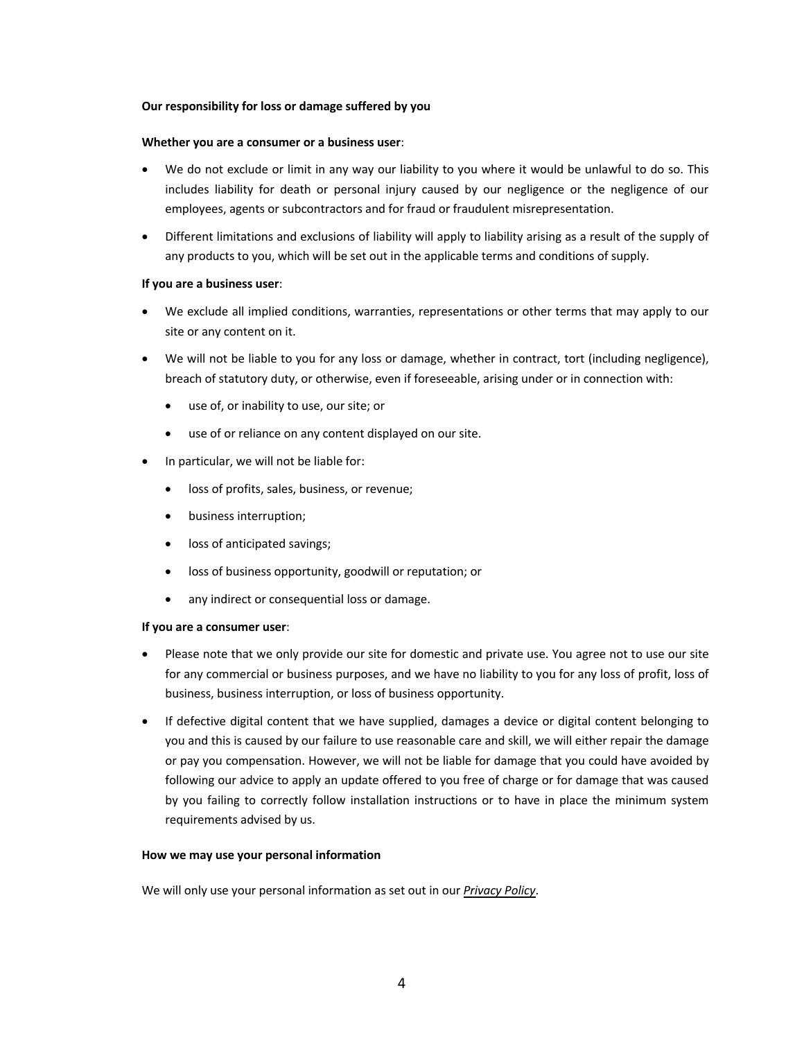**Our responsibility for loss or damage suffered by you**

**Whether you are a consumer or a business user**:

- We do not exclude or limit in any way our liability to you where it would be unlawful to do so. This includes liability for death or personal injury caused by our negligence or the negligence of our employees, agents or subcontractors and for fraud or fraudulent misrepresentation.
- Different limitations and exclusions of liability will apply to liability arising as a result of the supply of any products to you, which will be set out in the applicable terms and conditions of supply.

**If you are a business user**:

- We exclude all implied conditions, warranties, representations or other terms that may apply to our site or any content on it.
- We will not be liable to you for any loss or damage, whether in contract, tort (including negligence), breach of statutory duty, or otherwise, even if foreseeable, arising under or in connection with:
  - use of, or inability to use, our site; or
  - use of or reliance on any content displayed on our site.
- In particular, we will not be liable for:
  - loss of profits, sales, business, or revenue;
  - business interruption;
  - loss of anticipated savings;
  - loss of business opportunity, goodwill or reputation; or
  - any indirect or consequential loss or damage.

**If you are a consumer user**:

- Please note that we only provide our site for domestic and private use. You agree not to use our site for any commercial or business purposes, and we have no liability to you for any loss of profit, loss of business, business interruption, or loss of business opportunity.
- If defective digital content that we have supplied, damages a device or digital content belonging to you and this is caused by our failure to use reasonable care and skill, we will either repair the damage or pay you compensation. However, we will not be liable for damage that you could have avoided by following our advice to apply an update offered to you free of charge or for damage that was caused by you failing to correctly follow installation instructions or to have in place the minimum system requirements advised by us.

**How we may use your personal information**

We will only use your personal information as set out in our ***Privacy Policy***.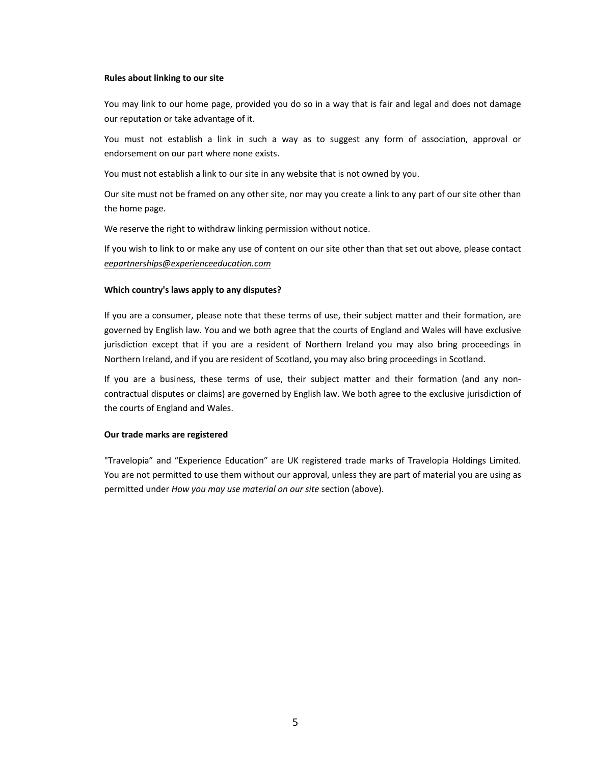**Rules about linking to our site**

You may link to our home page, provided you do so in a way that is fair and legal and does not damage our reputation or take advantage of it.

You must not establish a link in such a way as to suggest any form of association, approval or endorsement on our part where none exists.

You must not establish a link to our site in any website that is not owned by you.

Our site must not be framed on any other site, nor may you create a link to any part of our site other than the home page.

We reserve the right to withdraw linking permission without notice.

If you wish to link to or make any use of content on our site other than that set out above, please contact *eepartnerships@experienceeducation.com*

**Which country's laws apply to any disputes?**

If you are a consumer, please note that these terms of use, their subject matter and their formation, are governed by English law. You and we both agree that the courts of England and Wales will have exclusive jurisdiction except that if you are a resident of Northern Ireland you may also bring proceedings in Northern Ireland, and if you are resident of Scotland, you may also bring proceedings in Scotland.

If you are a business, these terms of use, their subject matter and their formation (and any non-contractual disputes or claims) are governed by English law. We both agree to the exclusive jurisdiction of the courts of England and Wales.

**Our trade marks are registered**

"Travelopia" and "Experience Education" are UK registered trade marks of Travelopia Holdings Limited. You are not permitted to use them without our approval, unless they are part of material you are using as permitted under *How you may use material on our site* section (above).